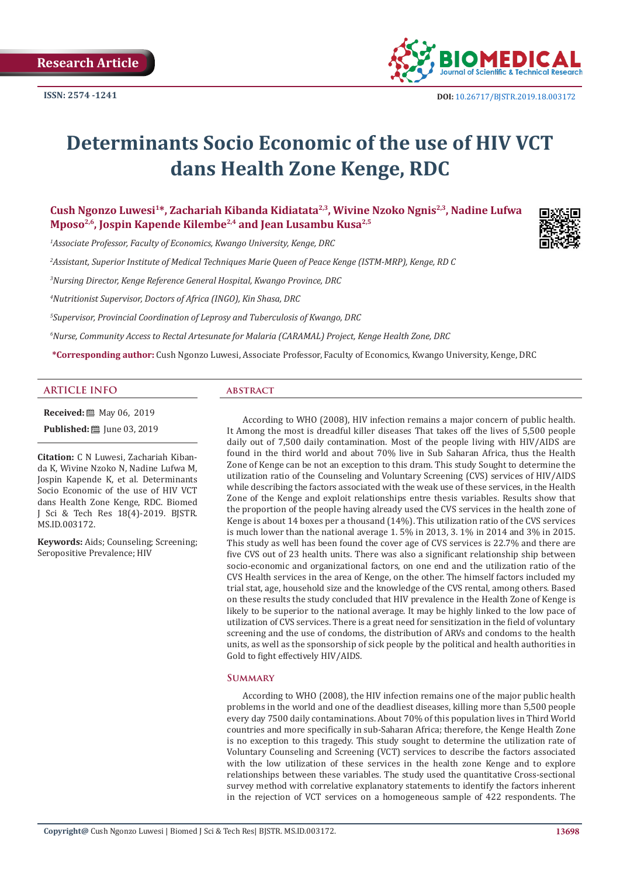Research Article

ISSN: 2574 -1241

DOI: 10.26717/BJSTR.2019.18.003172

# Determinants Socio Economic of the use of HIV VCT dans Health Zone Kenge, RDC

**Cush Ngonzo Luwesi[1]\*, Zachariah Kibanda Kidiatata[2,3], Wivine Nzoko Ngnis[2,3], Nadine Lufwa Mposo[2,6], Jospin Kapende Kilembe[2,4] and Jean Lusambu Kusa[2,5]**

[1]*Associate Professor, Faculty of Economics, Kwango University, Kenge, DRC*

[2]*Assistant, Superior Institute of Medical Techniques Marie Queen of Peace Kenge (ISTM-MRP), Kenge, RD C*

[3]*Nursing Director, Kenge Reference General Hospital, Kwango Province, DRC*

[4]*Nutritionist Supervisor, Doctors of Africa (INGO), Kin Shasa, DRC*

[5]*Supervisor, Provincial Coordination of Leprosy and Tuberculosis of Kwango, DRC*

[6]*Nurse, Community Access to Rectal Artesunate for Malaria (CARAMAL) Project, Kenge Health Zone, DRC*

**\*Corresponding author:** Cush Ngonzo Luwesi, Associate Professor, Faculty of Economics, Kwango University, Kenge, DRC

## ARTICLE INFO

**Received:** May 06, 2019

**Published:** June 03, 2019

**Citation:** C N Luwesi, Zachariah Kibanda K, Wivine Nzoko N, Nadine Lufwa M, Jospin Kapende K, et al. Determinants Socio Economic of the use of HIV VCT dans Health Zone Kenge, RDC. Biomed J Sci & Tech Res 18(4)-2019. BJSTR. MS.ID.003172.

**Keywords:** Aids; Counseling; Screening; Seropositive Prevalence; HIV

## ABSTRACT

According to WHO (2008), HIV infection remains a major concern of public health. It Among the most is dreadful killer diseases That takes off the lives of 5,500 people daily out of 7,500 daily contamination. Most of the people living with HIV/AIDS are found in the third world and about 70% live in Sub Saharan Africa, thus the Health Zone of Kenge can be not an exception to this dram. This study Sought to determine the utilization ratio of the Counseling and Voluntary Screening (CVS) services of HIV/AIDS while describing the factors associated with the weak use of these services, in the Health Zone of the Kenge and exploit relationships entre thesis variables. Results show that the proportion of the people having already used the CVS services in the health zone of Kenge is about 14 boxes per a thousand (14%). This utilization ratio of the CVS services is much lower than the national average 1. 5% in 2013, 3. 1% in 2014 and 3% in 2015. This study as well has been found the cover age of CVS services is 22.7% and there are five CVS out of 23 health units. There was also a significant relationship ship between socio-economic and organizational factors, on one end and the utilization ratio of the CVS Health services in the area of Kenge, on the other. The himself factors included my trial stat, age, household size and the knowledge of the CVS rental, among others. Based on these results the study concluded that HIV prevalence in the Health Zone of Kenge is likely to be superior to the national average. It may be highly linked to the low pace of utilization of CVS services. There is a great need for sensitization in the field of voluntary screening and the use of condoms, the distribution of ARVs and condoms to the health units, as well as the sponsorship of sick people by the political and health authorities in Gold to fight effectively HIV/AIDS.

### Summary

According to WHO (2008), the HIV infection remains one of the major public health problems in the world and one of the deadliest diseases, killing more than 5,500 people every day 7500 daily contaminations. About 70% of this population lives in Third World countries and more specifically in sub-Saharan Africa; therefore, the Kenge Health Zone is no exception to this tragedy. This study sought to determine the utilization rate of Voluntary Counseling and Screening (VCT) services to describe the factors associated with the low utilization of these services in the health zone Kenge and to explore relationships between these variables. The study used the quantitative Cross-sectional survey method with correlative explanatory statements to identify the factors inherent in the rejection of VCT services on a homogeneous sample of 422 respondents. The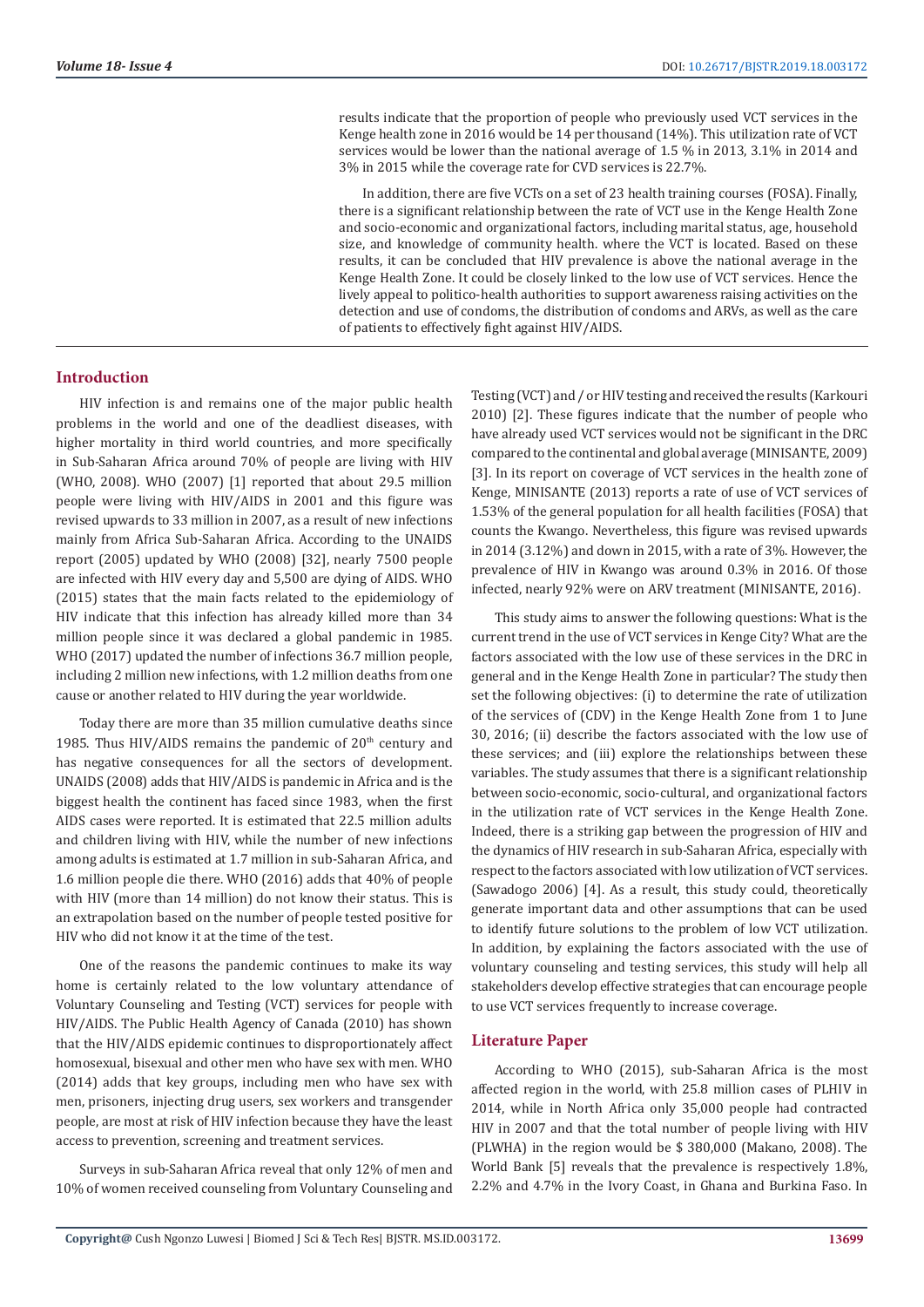results indicate that the proportion of people who previously used VCT services in the Kenge health zone in 2016 would be 14 per thousand (14%). This utilization rate of VCT services would be lower than the national average of 1.5 % in 2013, 3.1% in 2014 and 3% in 2015 while the coverage rate for CVD services is 22.7%.

In addition, there are five VCTs on a set of 23 health training courses (FOSA). Finally, there is a significant relationship between the rate of VCT use in the Kenge Health Zone and socio-economic and organizational factors, including marital status, age, household size, and knowledge of community health. where the VCT is located. Based on these results, it can be concluded that HIV prevalence is above the national average in the Kenge Health Zone. It could be closely linked to the low use of VCT services. Hence the lively appeal to politico-health authorities to support awareness raising activities on the detection and use of condoms, the distribution of condoms and ARVs, as well as the care of patients to effectively fight against HIV/AIDS.

## Introduction

HIV infection is and remains one of the major public health problems in the world and one of the deadliest diseases, with higher mortality in third world countries, and more specifically in Sub-Saharan Africa around 70% of people are living with HIV (WHO, 2008). WHO (2007) [1] reported that about 29.5 million people were living with HIV/AIDS in 2001 and this figure was revised upwards to 33 million in 2007, as a result of new infections mainly from Africa Sub-Saharan Africa. According to the UNAIDS report (2005) updated by WHO (2008) [32], nearly 7500 people are infected with HIV every day and 5,500 are dying of AIDS. WHO (2015) states that the main facts related to the epidemiology of HIV indicate that this infection has already killed more than 34 million people since it was declared a global pandemic in 1985. WHO (2017) updated the number of infections 36.7 million people, including 2 million new infections, with 1.2 million deaths from one cause or another related to HIV during the year worldwide.

Today there are more than 35 million cumulative deaths since 1985. Thus HIV/AIDS remains the pandemic of 20th century and has negative consequences for all the sectors of development. UNAIDS (2008) adds that HIV/AIDS is pandemic in Africa and is the biggest health the continent has faced since 1983, when the first AIDS cases were reported. It is estimated that 22.5 million adults and children living with HIV, while the number of new infections among adults is estimated at 1.7 million in sub-Saharan Africa, and 1.6 million people die there. WHO (2016) adds that 40% of people with HIV (more than 14 million) do not know their status. This is an extrapolation based on the number of people tested positive for HIV who did not know it at the time of the test.

One of the reasons the pandemic continues to make its way home is certainly related to the low voluntary attendance of Voluntary Counseling and Testing (VCT) services for people with HIV/AIDS. The Public Health Agency of Canada (2010) has shown that the HIV/AIDS epidemic continues to disproportionately affect homosexual, bisexual and other men who have sex with men. WHO (2014) adds that key groups, including men who have sex with men, prisoners, injecting drug users, sex workers and transgender people, are most at risk of HIV infection because they have the least access to prevention, screening and treatment services.

Surveys in sub-Saharan Africa reveal that only 12% of men and 10% of women received counseling from Voluntary Counseling and Testing (VCT) and / or HIV testing and received the results (Karkouri 2010) [2]. These figures indicate that the number of people who have already used VCT services would not be significant in the DRC compared to the continental and global average (MINISANTE, 2009) [3]. In its report on coverage of VCT services in the health zone of Kenge, MINISANTE (2013) reports a rate of use of VCT services of 1.53% of the general population for all health facilities (FOSA) that counts the Kwango. Nevertheless, this figure was revised upwards in 2014 (3.12%) and down in 2015, with a rate of 3%. However, the prevalence of HIV in Kwango was around 0.3% in 2016. Of those infected, nearly 92% were on ARV treatment (MINISANTE, 2016).

This study aims to answer the following questions: What is the current trend in the use of VCT services in Kenge City? What are the factors associated with the low use of these services in the DRC in general and in the Kenge Health Zone in particular? The study then set the following objectives: (i) to determine the rate of utilization of the services of (CDV) in the Kenge Health Zone from 1 to June 30, 2016; (ii) describe the factors associated with the low use of these services; and (iii) explore the relationships between these variables. The study assumes that there is a significant relationship between socio-economic, socio-cultural, and organizational factors in the utilization rate of VCT services in the Kenge Health Zone. Indeed, there is a striking gap between the progression of HIV and the dynamics of HIV research in sub-Saharan Africa, especially with respect to the factors associated with low utilization of VCT services. (Sawadogo 2006) [4]. As a result, this study could, theoretically generate important data and other assumptions that can be used to identify future solutions to the problem of low VCT utilization. In addition, by explaining the factors associated with the use of voluntary counseling and testing services, this study will help all stakeholders develop effective strategies that can encourage people to use VCT services frequently to increase coverage.

## Literature Paper

According to WHO (2015), sub-Saharan Africa is the most affected region in the world, with 25.8 million cases of PLHIV in 2014, while in North Africa only 35,000 people had contracted HIV in 2007 and that the total number of people living with HIV (PLWHA) in the region would be $ 380,000 (Makano, 2008). The World Bank [5] reveals that the prevalence is respectively 1.8%, 2.2% and 4.7% in the Ivory Coast, in Ghana and Burkina Faso. In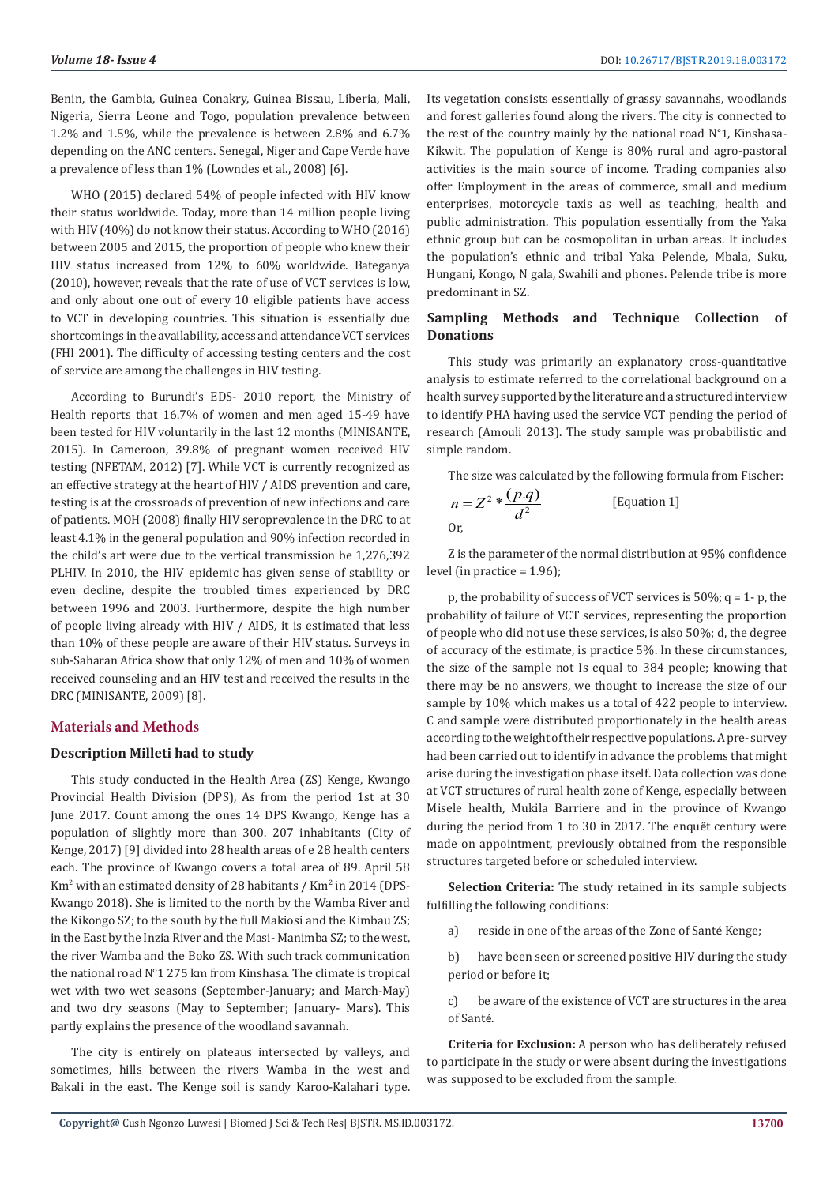Benin, the Gambia, Guinea Conakry, Guinea Bissau, Liberia, Mali, Nigeria, Sierra Leone and Togo, population prevalence between 1.2% and 1.5%, while the prevalence is between 2.8% and 6.7% depending on the ANC centers. Senegal, Niger and Cape Verde have a prevalence of less than 1% (Lowndes et al., 2008) [6].

WHO (2015) declared 54% of people infected with HIV know their status worldwide. Today, more than 14 million people living with HIV (40%) do not know their status. According to WHO (2016) between 2005 and 2015, the proportion of people who knew their HIV status increased from 12% to 60% worldwide. Bateganya (2010), however, reveals that the rate of use of VCT services is low, and only about one out of every 10 eligible patients have access to VCT in developing countries. This situation is essentially due shortcomings in the availability, access and attendance VCT services (FHI 2001). The difficulty of accessing testing centers and the cost of service are among the challenges in HIV testing.

According to Burundi's EDS- 2010 report, the Ministry of Health reports that 16.7% of women and men aged 15-49 have been tested for HIV voluntarily in the last 12 months (MINISANTE, 2015). In Cameroon, 39.8% of pregnant women received HIV testing (NFETAM, 2012) [7]. While VCT is currently recognized as an effective strategy at the heart of HIV / AIDS prevention and care, testing is at the crossroads of prevention of new infections and care of patients. MOH (2008) finally HIV seroprevalence in the DRC to at least 4.1% in the general population and 90% infection recorded in the child's art were due to the vertical transmission be 1,276,392 PLHIV. In 2010, the HIV epidemic has given sense of stability or even decline, despite the troubled times experienced by DRC between 1996 and 2003. Furthermore, despite the high number of people living already with HIV / AIDS, it is estimated that less than 10% of these people are aware of their HIV status. Surveys in sub-Saharan Africa show that only 12% of men and 10% of women received counseling and an HIV test and received the results in the DRC (MINISANTE, 2009) [8].

## Materials and Methods

### Description Milleti had to study

This study conducted in the Health Area (ZS) Kenge, Kwango Provincial Health Division (DPS), As from the period 1st at 30 June 2017. Count among the ones 14 DPS Kwango, Kenge has a population of slightly more than 300. 207 inhabitants (City of Kenge, 2017) [9] divided into 28 health areas of e 28 health centers each. The province of Kwango covers a total area of 89. April 58 Km$^2$ with an estimated density of 28 habitants / Km$^2$ in 2014 (DPS-Kwango 2018). She is limited to the north by the Wamba River and the Kikongo SZ; to the south by the full Makiosi and the Kimbau ZS; in the East by the Inzia River and the Masi- Manimba SZ; to the west, the river Wamba and the Boko ZS. With such track communication the national road N°1 275 km from Kinshasa. The climate is tropical wet with two wet seasons (September-January; and March-May) and two dry seasons (May to September; January- Mars). This partly explains the presence of the woodland savannah.

The city is entirely on plateaus intersected by valleys, and sometimes, hills between the rivers Wamba in the west and Bakali in the east. The Kenge soil is sandy Karoo-Kalahari type. Its vegetation consists essentially of grassy savannahs, woodlands and forest galleries found along the rivers. The city is connected to the rest of the country mainly by the national road N°1, Kinshasa-Kikwit. The population of Kenge is 80% rural and agro-pastoral activities is the main source of income. Trading companies also offer Employment in the areas of commerce, small and medium enterprises, motorcycle taxis as well as teaching, health and public administration. This population essentially from the Yaka ethnic group but can be cosmopolitan in urban areas. It includes the population's ethnic and tribal Yaka Pelende, Mbala, Suku, Hungani, Kongo, N gala, Swahili and phones. Pelende tribe is more predominant in SZ.

### Sampling Methods and Technique Collection of Donations

This study was primarily an explanatory cross-quantitative analysis to estimate referred to the correlational background on a health survey supported by the literature and a structured interview to identify PHA having used the service VCT pending the period of research (Amouli 2013). The study sample was probabilistic and simple random.

The size was calculated by the following formula from Fischer:

$$n = Z^2 * \frac{(p.q)}{d^2} \qquad \text{[Equation 1]}$$

Or,

Z is the parameter of the normal distribution at 95% confidence level (in practice = 1.96);

p, the probability of success of VCT services is 50%; q = 1- p, the probability of failure of VCT services, representing the proportion of people who did not use these services, is also 50%; d, the degree of accuracy of the estimate, is practice 5%. In these circumstances, the size of the sample not Is equal to 384 people; knowing that there may be no answers, we thought to increase the size of our sample by 10% which makes us a total of 422 people to interview. C and sample were distributed proportionately in the health areas according to the weight of their respective populations. A pre- survey had been carried out to identify in advance the problems that might arise during the investigation phase itself. Data collection was done at VCT structures of rural health zone of Kenge, especially between Misele health, Mukila Barriere and in the province of Kwango during the period from 1 to 30 in 2017. The enquêt century were made on appointment, previously obtained from the responsible structures targeted before or scheduled interview.

**Selection Criteria:** The study retained in its sample subjects fulfilling the following conditions:

a) reside in one of the areas of the Zone of Santé Kenge;

b) have been seen or screened positive HIV during the study period or before it;

c) be aware of the existence of VCT are structures in the area of Santé.

**Criteria for Exclusion:** A person who has deliberately refused to participate in the study or were absent during the investigations was supposed to be excluded from the sample.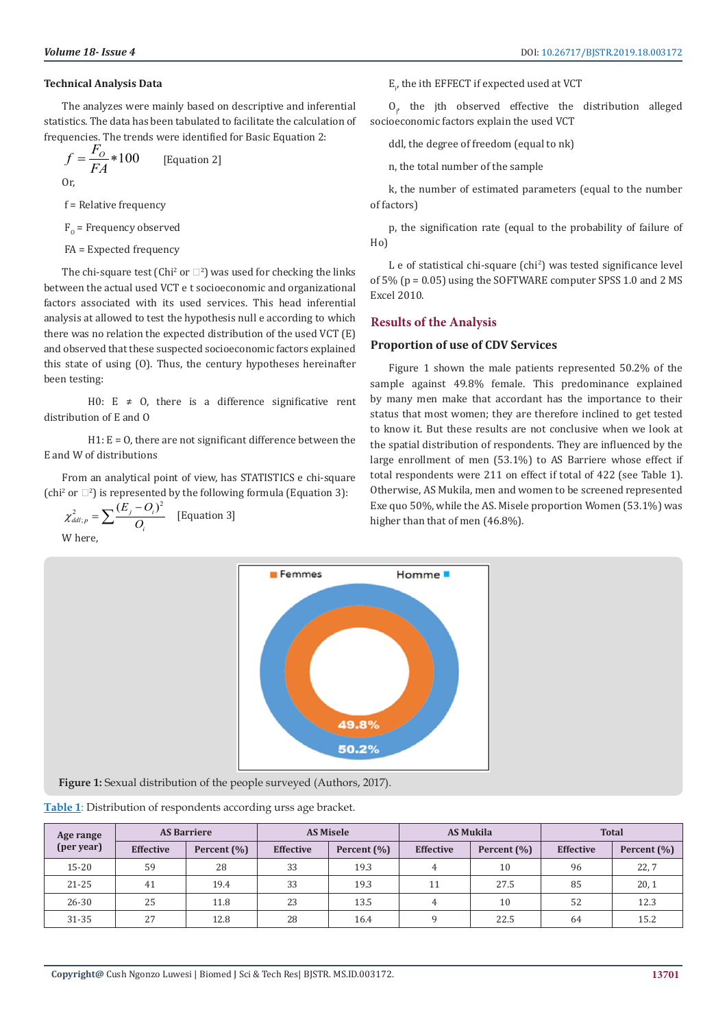### Technical Analysis Data

The analyzes were mainly based on descriptive and inferential statistics. The data has been tabulated to facilitate the calculation of frequencies. The trends were identified for Basic Equation 2:

$$f = \frac{F_O}{FA} * 100 \quad \text{[Equation 2]}$$

Or,

f = Relative frequency

$F_0$ = Frequency observed

FA = Expected frequency

The chi-square test (Chi² or □²) was used for checking the links between the actual used VCT e t socioeconomic and organizational factors associated with its used services. This head inferential analysis at allowed to test the hypothesis null e according to which there was no relation the expected distribution of the used VCT (E) and observed that these suspected socioeconomic factors explained this state of using (O). Thus, the century hypotheses hereinafter been testing:

H0: E ≠ O, there is a difference significative rent distribution of E and O

H1: E = O, there are not significant difference between the E and W of distributions

From an analytical point of view, has STATISTICS e chi-square (chi² or □²) is represented by the following formula (Equation 3):

$$\chi^2_{ddl;p} = \sum \frac{(E_j - O_i)^2}{O_i} \quad \text{[Equation 3]}$$

W here,

$E_i$, the ith EFFECT if expected used at VCT

$O_j$, the jth observed effective the distribution alleged socioeconomic factors explain the used VCT

ddl, the degree of freedom (equal to nk)

n, the total number of the sample

k, the number of estimated parameters (equal to the number of factors)

p, the signification rate (equal to the probability of failure of Ho)

L e of statistical chi-square (chi²) was tested significance level of 5% (p = 0.05) using the SOFTWARE computer SPSS 1.0 and 2 MS Excel 2010.

## Results of the Analysis

### Proportion of use of CDV Services

Figure 1 shown the male patients represented 50.2% of the sample against 49.8% female. This predominance explained by many men make that accordant has the importance to their status that most women; they are therefore inclined to get tested to know it. But these results are not conclusive when we look at the spatial distribution of respondents. They are influenced by the large enrollment of men (53.1%) to AS Barriere whose effect if total respondents were 211 on effect if total of 422 (see Table 1). Otherwise, AS Mukila, men and women to be screened represented Exe quo 50%, while the AS. Misele proportion Women (53.1%) was higher than that of men (46.8%).

**Figure 1:** Sexual distribution of the people surveyed (Authors, 2017).

Table 1: Distribution of respondents according urss age bracket.

| Age range (per year) | AS Barriere | | AS Misele | | AS Mukila | | Total | |
|---|---|---|---|---|---|---|---|---|
| | Effective | Percent (%) | Effective | Percent (%) | Effective | Percent (%) | Effective | Percent (%) |
| 15-20 | 59 | 28 | 33 | 19.3 | 4 | 10 | 96 | 22, 7 |
| 21-25 | 41 | 19.4 | 33 | 19.3 | 11 | 27.5 | 85 | 20, 1 |
| 26-30 | 25 | 11.8 | 23 | 13.5 | 4 | 10 | 52 | 12.3 |
| 31-35 | 27 | 12.8 | 28 | 16.4 | 9 | 22.5 | 64 | 15.2 |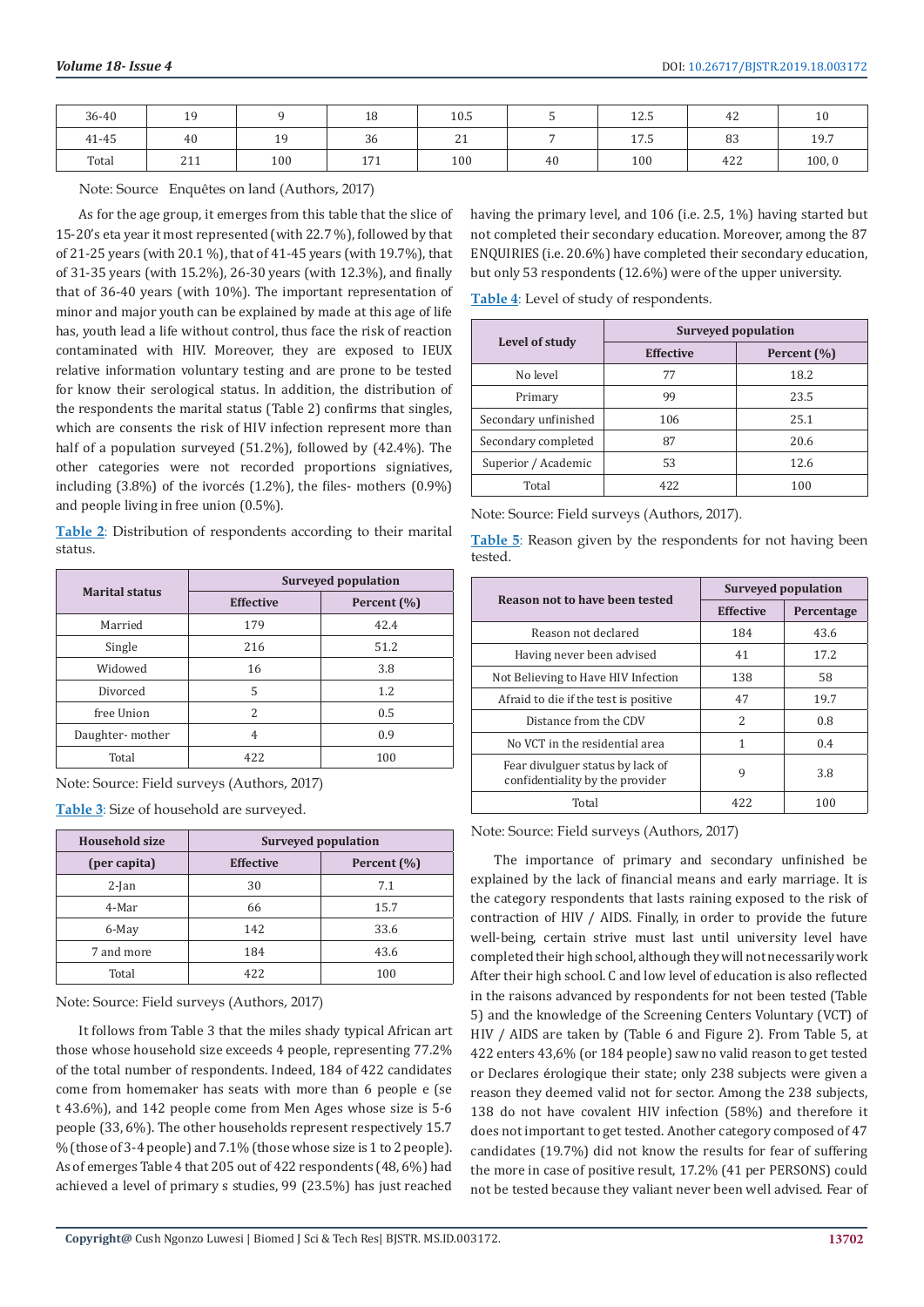| 36-40 | 19 | 9 | 18 | 10.5 | 5 | 12.5 | 42 | 10 |
|---|---|---|---|---|---|---|---|---|
| 41-45 | 40 | 19 | 36 | 21 | 7 | 17.5 | 83 | 19.7 |
| Total | 211 | 100 | 171 | 100 | 40 | 100 | 422 | 100, 0 |

Note: Source Enquêtes on land (Authors, 2017)

As for the age group, it emerges from this table that the slice of 15-20's eta year it most represented (with 22.7 %), followed by that of 21-25 years (with 20.1 %), that of 41-45 years (with 19.7%), that of 31-35 years (with 15.2%), 26-30 years (with 12.3%), and finally that of 36-40 years (with 10%). The important representation of minor and major youth can be explained by made at this age of life has, youth lead a life without control, thus face the risk of reaction contaminated with HIV. Moreover, they are exposed to IEUX relative information voluntary testing and are prone to be tested for know their serological status. In addition, the distribution of the respondents the marital status (Table 2) confirms that singles, which are consents the risk of HIV infection represent more than half of a population surveyed (51.2%), followed by (42.4%). The other categories were not recorded proportions signiatives, including (3.8%) of the ivorcés (1.2%), the files- mothers (0.9%) and people living in free union (0.5%).

Table 2: Distribution of respondents according to their marital status.

| Marital status | Surveyed population | |
|---|---|---|
| | Effective | Percent (%) |
| Married | 179 | 42.4 |
| Single | 216 | 51.2 |
| Widowed | 16 | 3.8 |
| Divorced | 5 | 1.2 |
| free Union | 2 | 0.5 |
| Daughter- mother | 4 | 0.9 |
| Total | 422 | 100 |

Note: Source: Field surveys (Authors, 2017)

Table 3: Size of household are surveyed.

| Household size | Surveyed population | |
|---|---|---|
| (per capita) | Effective | Percent (%) |
| 2-Jan | 30 | 7.1 |
| 4-Mar | 66 | 15.7 |
| 6-May | 142 | 33.6 |
| 7 and more | 184 | 43.6 |
| Total | 422 | 100 |

Note: Source: Field surveys (Authors, 2017)

It follows from Table 3 that the miles shady typical African art those whose household size exceeds 4 people, representing 77.2% of the total number of respondents. Indeed, 184 of 422 candidates come from homemaker has seats with more than 6 people e (se t 43.6%), and 142 people come from Men Ages whose size is 5-6 people (33, 6%). The other households represent respectively 15.7 % (those of 3-4 people) and 7.1% (those whose size is 1 to 2 people). As of emerges Table 4 that 205 out of 422 respondents (48, 6%) had achieved a level of primary s studies, 99 (23.5%) has just reached having the primary level, and 106 (i.e. 2.5, 1%) having started but not completed their secondary education. Moreover, among the 87 ENQUIRIES (i.e. 20.6%) have completed their secondary education, but only 53 respondents (12.6%) were of the upper university.

Table 4: Level of study of respondents.

| Level of study | Surveyed population | |
|---|---|---|
| | Effective | Percent (%) |
| No level | 77 | 18.2 |
| Primary | 99 | 23.5 |
| Secondary unfinished | 106 | 25.1 |
| Secondary completed | 87 | 20.6 |
| Superior / Academic | 53 | 12.6 |
| Total | 422 | 100 |

Note: Source: Field surveys (Authors, 2017).

Table 5: Reason given by the respondents for not having been tested.

| Reason not to have been tested | Surveyed population | |
|---|---|---|
| | Effective | Percentage |
| Reason not declared | 184 | 43.6 |
| Having never been advised | 41 | 17.2 |
| Not Believing to Have HIV Infection | 138 | 58 |
| Afraid to die if the test is positive | 47 | 19.7 |
| Distance from the CDV | 2 | 0.8 |
| No VCT in the residential area | 1 | 0.4 |
| Fear divulguer status by lack of confidentiality by the provider | 9 | 3.8 |
| Total | 422 | 100 |

Note: Source: Field surveys (Authors, 2017)

The importance of primary and secondary unfinished be explained by the lack of financial means and early marriage. It is the category respondents that lasts raining exposed to the risk of contraction of HIV / AIDS. Finally, in order to provide the future well-being, certain strive must last until university level have completed their high school, although they will not necessarily work After their high school. C and low level of education is also reflected in the raisons advanced by respondents for not been tested (Table 5) and the knowledge of the Screening Centers Voluntary (VCT) of HIV / AIDS are taken by (Table 6 and Figure 2). From Table 5, at 422 enters 43,6% (or 184 people) saw no valid reason to get tested or Declares érologique their state; only 238 subjects were given a reason they deemed valid not for sector. Among the 238 subjects, 138 do not have covalent HIV infection (58%) and therefore it does not important to get tested. Another category composed of 47 candidates (19.7%) did not know the results for fear of suffering the more in case of positive result, 17.2% (41 per PERSONS) could not be tested because they valiant never been well advised. Fear of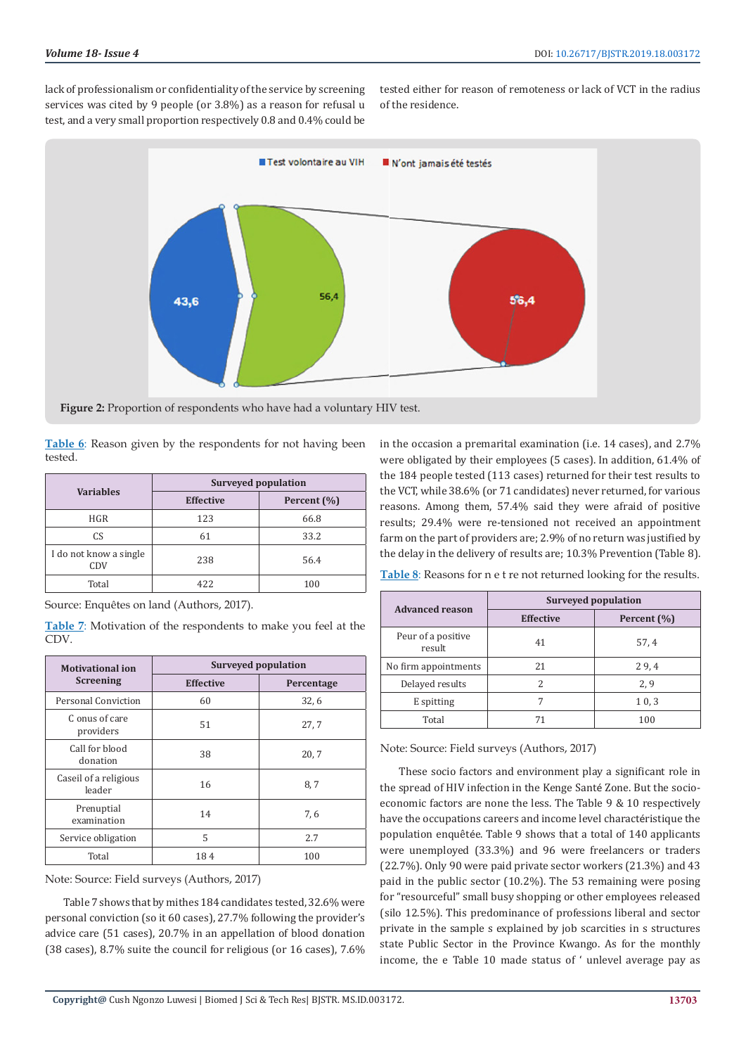lack of professionalism or confidentiality of the service by screening services was cited by 9 people (or 3.8%) as a reason for refusal u test, and a very small proportion respectively 0.8 and 0.4% could be tested either for reason of remoteness or lack of VCT in the radius of the residence.

**Figure 2:** Proportion of respondents who have had a voluntary HIV test.

Table 6: Reason given by the respondents for not having been tested.

| Variables | Surveyed population | |
|---|---|---|
| | Effective | Percent (%) |
| HGR | 123 | 66.8 |
| CS | 61 | 33.2 |
| I do not know a single CDV | 238 | 56.4 |
| Total | 422 | 100 |

Source: Enquêtes on land (Authors, 2017).

Table 7: Motivation of the respondents to make you feel at the CDV.

| Motivational ion Screening | Surveyed population | |
|---|---|---|
| | Effective | Percentage |
| Personal Conviction | 60 | 32, 6 |
| C onus of care providers | 51 | 27, 7 |
| Call for blood donation | 38 | 20, 7 |
| Caseil of a religious leader | 16 | 8, 7 |
| Prenuptial examination | 14 | 7, 6 |
| Service obligation | 5 | 2.7 |
| Total | 18 4 | 100 |

Note: Source: Field surveys (Authors, 2017)

Table 7 shows that by mithes 184 candidates tested, 32.6% were personal conviction (so it 60 cases), 27.7% following the provider's advice care (51 cases), 20.7% in an appellation of blood donation (38 cases), 8.7% suite the council for religious (or 16 cases), 7.6% in the occasion a premarital examination (i.e. 14 cases), and 2.7% were obligated by their employees (5 cases). In addition, 61.4% of the 184 people tested (113 cases) returned for their test results to the VCT, while 38.6% (or 71 candidates) never returned, for various reasons. Among them, 57.4% said they were afraid of positive results; 29.4% were re-tensioned not received an appointment farm on the part of providers are; 2.9% of no return was justified by the delay in the delivery of results are; 10.3% Prevention (Table 8).

Table 8: Reasons for n e t re not returned looking for the results.

| Advanced reason | Surveyed population | |
|---|---|---|
| | Effective | Percent (%) |
| Peur of a positive result | 41 | 57, 4 |
| No firm appointments | 21 | 2 9, 4 |
| Delayed results | 2 | 2, 9 |
| E spitting | 7 | 1 0, 3 |
| Total | 71 | 100 |

Note: Source: Field surveys (Authors, 2017)

These socio factors and environment play a significant role in the spread of HIV infection in the Kenge Santé Zone. But the socio-economic factors are none the less. The Table 9 & 10 respectively have the occupations careers and income level charactéristique the population enquêtée. Table 9 shows that a total of 140 applicants were unemployed (33.3%) and 96 were freelancers or traders (22.7%). Only 90 were paid private sector workers (21.3%) and 43 paid in the public sector (10.2%). The 53 remaining were posing for "resourceful" small busy shopping or other employees released (silo 12.5%). This predominance of professions liberal and sector private in the sample s explained by job scarcities in s structures state Public Sector in the Province Kwango. As for the monthly income, the e Table 10 made status of ' unlevel average pay as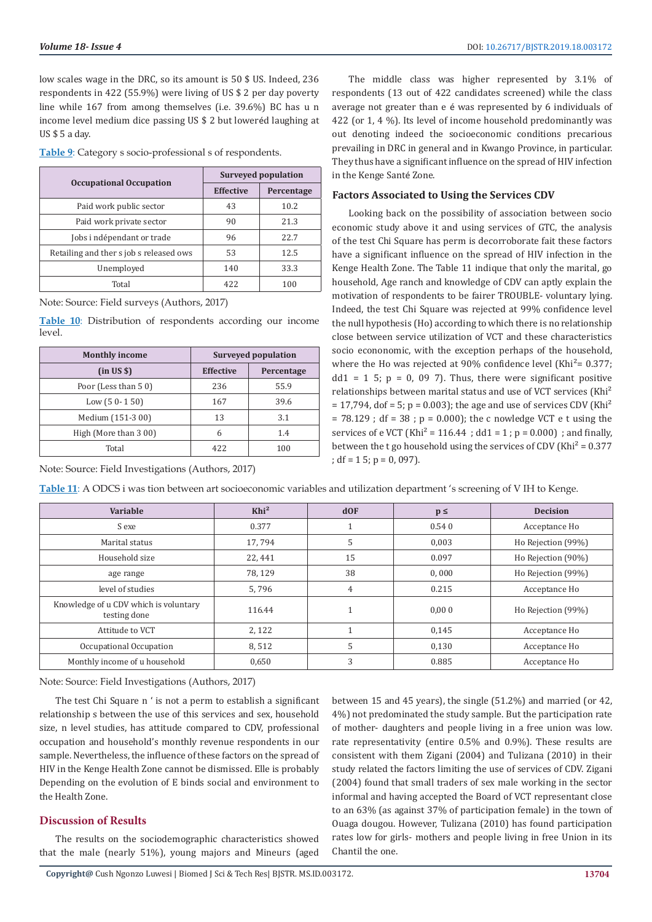low scales wage in the DRC, so its amount is 50 $ US. Indeed, 236 respondents in 422 (55.9%) were living of US $ 2 per day poverty line while 167 from among themselves (i.e. 39.6%) BC has u n income level medium dice passing US $ 2 but loweréd laughing at US $ 5 a day.

Table 9: Category s socio-professional s of respondents.

| Occupational Occupation | Surveyed population | |
|---|---|---|
| | Effective | Percentage |
| Paid work public sector | 43 | 10.2 |
| Paid work private sector | 90 | 21.3 |
| Jobs i ndépendant or trade | 96 | 22.7 |
| Retailing and ther s job s released ows | 53 | 12.5 |
| Unemployed | 140 | 33.3 |
| Total | 422 | 100 |

Note: Source: Field surveys (Authors, 2017)

Table 10: Distribution of respondents according our income level.

| Monthly income | Surveyed population | |
|---|---|---|
| (in US $) | Effective | Percentage |
| Poor (Less than 5 0) | 236 | 55.9 |
| Low (5 0- 1 50) | 167 | 39.6 |
| Medium (151-3 00) | 13 | 3.1 |
| High (More than 3 00) | 6 | 1.4 |
| Total | 422 | 100 |

Note: Source: Field Investigations (Authors, 2017)

The middle class was higher represented by 3.1% of respondents (13 out of 422 candidates screened) while the class average not greater than e é was represented by 6 individuals of 422 (or 1, 4 %). Its level of income household predominantly was out denoting indeed the socioeconomic conditions precarious prevailing in DRC in general and in Kwango Province, in particular. They thus have a significant influence on the spread of HIV infection in the Kenge Santé Zone.

### Factors Associated to Using the Services CDV

Looking back on the possibility of association between socio economic study above it and using services of GTC, the analysis of the test Chi Square has perm is decorroborate fait these factors have a significant influence on the spread of HIV infection in the Kenge Health Zone. The Table 11 indique that only the marital, go household, Age ranch and knowledge of CDV can aptly explain the motivation of respondents to be fairer TROUBLE- voluntary lying. Indeed, the test Chi Square was rejected at 99% confidence level the null hypothesis (Ho) according to which there is no relationship close between service utilization of VCT and these characteristics socio econonomic, with the exception perhaps of the household, where the Ho was rejected at 90% confidence level (Khi$^2$= 0.377; dd1 = 1 5; p = 0, 09 7). Thus, there were significant positive relationships between marital status and use of VCT services (Khi$^2$ = 17,794, dof = 5; p = 0.003); the age and use of services CDV (Khi$^2$ = 78.129 ; df = 38 ; p = 0.000); the c nowledge VCT e t using the services of e VCT (Khi$^2$ = 116.44 ; dd1 = 1 ; p = 0.000) ; and finally, between the t go household using the services of CDV (Khi$^2$ = 0.377 ; df = 1 5; p = 0, 097).

Table 11: A ODCS i was tion between art socioeconomic variables and utilization department 's screening of V IH to Kenge.

| Variable | Khi$^2$ | dOF | p ≤ | Decision |
|---|---|---|---|---|
| S exe | 0.377 | 1 | 0.54 0 | Acceptance Ho |
| Marital status | 17, 794 | 5 | 0,003 | Ho Rejection (99%) |
| Household size | 22, 441 | 15 | 0.097 | Ho Rejection (90%) |
| age range | 78, 129 | 38 | 0, 000 | Ho Rejection (99%) |
| level of studies | 5, 796 | 4 | 0.215 | Acceptance Ho |
| Knowledge of u CDV which is voluntary testing done | 116.44 | 1 | 0,00 0 | Ho Rejection (99%) |
| Attitude to VCT | 2, 122 | 1 | 0,145 | Acceptance Ho |
| Occupational Occupation | 8, 512 | 5 | 0,130 | Acceptance Ho |
| Monthly income of u household | 0,650 | 3 | 0.885 | Acceptance Ho |

Note: Source: Field Investigations (Authors, 2017)

The test Chi Square n ' is not a perm to establish a significant relationship s between the use of this services and sex, household size, n level studies, has attitude compared to CDV, professional occupation and household's monthly revenue respondents in our sample. Nevertheless, the influence of these factors on the spread of HIV in the Kenge Health Zone cannot be dismissed. Elle is probably Depending on the evolution of E binds social and environment to the Health Zone.

## Discussion of Results

The results on the sociodemographic characteristics showed that the male (nearly 51%), young majors and Mineurs (aged between 15 and 45 years), the single (51.2%) and married (or 42, 4%) not predominated the study sample. But the participation rate of mother- daughters and people living in a free union was low. rate representativity (entire 0.5% and 0.9%). These results are consistent with them Zigani (2004) and Tulizana (2010) in their study related the factors limiting the use of services of CDV. Zigani (2004) found that small traders of sex male working in the sector informal and having accepted the Board of VCT representant close to an 63% (as against 37% of participation female) in the town of Ouaga dougou. However, Tulizana (2010) has found participation rates low for girls- mothers and people living in free Union in its Chantil the one.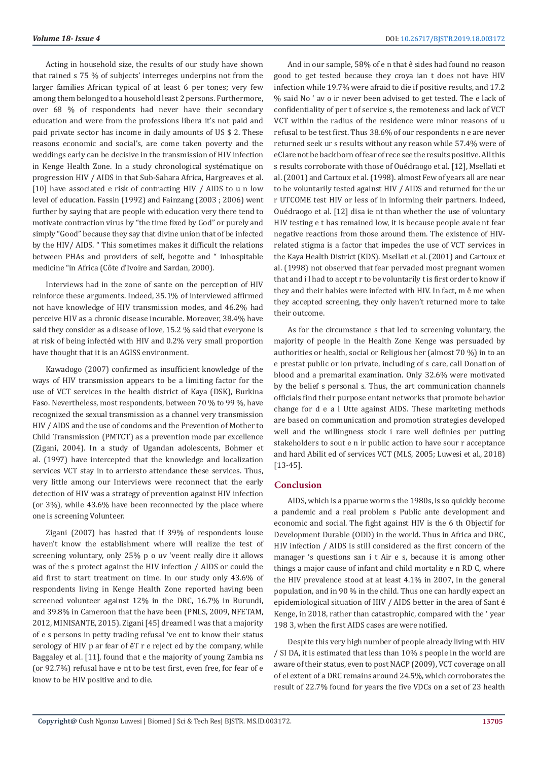Acting in household size, the results of our study have shown that rained s 75 % of subjects' interreges underpins not from the larger families African typical of at least 6 per tones; very few among them belonged to a household least 2 persons. Furthermore, over 68 % of respondents had never have their secondary education and were from the professions libera it's not paid and paid private sector has income in daily amounts of US $ 2. These reasons economic and social's, are come taken poverty and the weddings early can be decisive in the transmission of HIV infection in Kenge Health Zone. In a study chronological systématique on progression HIV / AIDS in that Sub-Sahara Africa, Hargreaves et al. [10] have associated e risk of contracting HIV / AIDS to u n low level of education. Fassin (1992) and Fainzang (2003 ; 2006) went further by saying that are people with education very there tend to motivate contraction virus by "the time fixed by God" or purely and simply "Good" because they say that divine union that of be infected by the HIV/ AIDS. " This sometimes makes it difficult the relations between PHAs and providers of self, begotte and " inhospitable medicine "in Africa (Côte d'Ivoire and Sardan, 2000).

Interviews had in the zone of sante on the perception of HIV reinforce these arguments. Indeed, 35.1% of interviewed affirmed not have knowledge of HIV transmission modes, and 46.2% had perceive HIV as a chronic disease incurable. Moreover, 38.4% have said they consider as a disease of love, 15.2 % said that everyone is at risk of being infectéd with HIV and 0.2% very small proportion have thought that it is an AGISS environment.

Kawadogo (2007) confirmed as insufficient knowledge of the ways of HIV transmission appears to be a limiting factor for the use of VCT services in the health district of Kaya (DSK), Burkina Faso. Nevertheless, most respondents, between 70 % to 99 %, have recognized the sexual transmission as a channel very transmission HIV / AIDS and the use of condoms and the Prevention of Mother to Child Transmission (PMTCT) as a prevention mode par excellence (Zigani, 2004). In a study of Ugandan adolescents, Bohmer et al. (1997) have intercepted that the knowledge and localization services VCT stay in to arriersto attendance these services. Thus, very little among our Interviews were reconnect that the early detection of HIV was a strategy of prevention against HIV infection (or 3%), while 43.6% have been reconnected by the place where one is screening Volunteer.

Zigani (2007) has hasted that if 39% of respondents louse haven't know the establishment where will realize the test of screening voluntary, only 25% p o uv 'veent really dire it allows was of the s protect against the HIV infection / AIDS or could the aid first to start treatment on time. In our study only 43.6% of respondents living in Kenge Health Zone reported having been screened volunteer against 12% in the DRC, 16.7% in Burundi, and 39.8% in Cameroon that the have been (PNLS, 2009, NFETAM, 2012, MINISANTE, 2015). Zigani [45] dreamed l was that a majority of e s persons in petty trading refusal 've ent to know their status serology of HIV p ar fear of êT r e reject ed by the company, while Baggaley et al. [11], found that e the majority of young Zambia ns (or 92.7%) refusal have e nt to be test first, even free, for fear of e know to be HIV positive and to die.

And in our sample, 58% of e n that ê sides had found no reason good to get tested because they croya ian t does not have HIV infection while 19.7% were afraid to die if positive results, and 17.2 % said No ' av o ir never been advised to get tested. The e lack of confidentiality of per t of service s, the remoteness and lack of VCT VCT within the radius of the residence were minor reasons of u refusal to be test first. Thus 38.6% of our respondents n e are never returned seek ur s results without any reason while 57.4% were of eClare not be back born of fear of rece see the results positive. All this s results corroborate with those of Ouédraogo et al. [12], Msellati et al. (2001) and Cartoux et al. (1998). almost Few of years all are near to be voluntarily tested against HIV / AIDS and returned for the ur r UTCOME test HIV or less of in informing their partners. Indeed, Ouédraogo et al. [12] disa ie nt than whether the use of voluntary HIV testing e t has remained low, it is because people avaie nt fear negative reactions from those around them. The existence of HIV-related stigma is a factor that impedes the use of VCT services in the Kaya Health District (KDS). Msellati et al. (2001) and Cartoux et al. (1998) not observed that fear pervaded most pregnant women that and i l had to accept r to be voluntarily t is first order to know if they and their babies were infected with HIV. In fact, m ê me when they accepted screening, they only haven't returned more to take their outcome.

As for the circumstance s that led to screening voluntary, the majority of people in the Health Zone Kenge was persuaded by authorities or health, social or Religious her (almost 70 %) in to an e prestat public or ion private, including of s care, call Donation of blood and a premarital examination. Only 32.6% were motivated by the belief s personal s. Thus, the art communication channels officials find their purpose entant networks that promote behavior change for d e a l Utte against AIDS. These marketing methods are based on communication and promotion strategies developed well and the willingness stock i rare well definies per putting stakeholders to sout e n ir public action to have sour r acceptance and hard Abilit ed of services VCT (MLS, 2005; Luwesi et al., 2018) [13-45].

## Conclusion

AIDS, which is a pparue worm s the 1980s, is so quickly become a pandemic and a real problem s Public ante development and economic and social. The fight against HIV is the 6 th Objectif for Development Durable (ODD) in the world. Thus in Africa and DRC, HIV infection / AIDS is still considered as the first concern of the manager 's questions san i t Air e s, because it is among other things a major cause of infant and child mortality e n RD C, where the HIV prevalence stood at at least 4.1% in 2007, in the general population, and in 90 % in the child. Thus one can hardly expect an epidemiological situation of HIV / AIDS better in the area of Sant é Kenge, in 2018, rather than catastrophic, compared with the ' year 198 3, when the first AIDS cases are were notified.

Despite this very high number of people already living with HIV / SI DA, it is estimated that less than 10% s people in the world are aware of their status, even to post NACP (2009), VCT coverage on all of el extent of a DRC remains around 24.5%, which corroborates the result of 22.7% found for years the five VDCs on a set of 23 health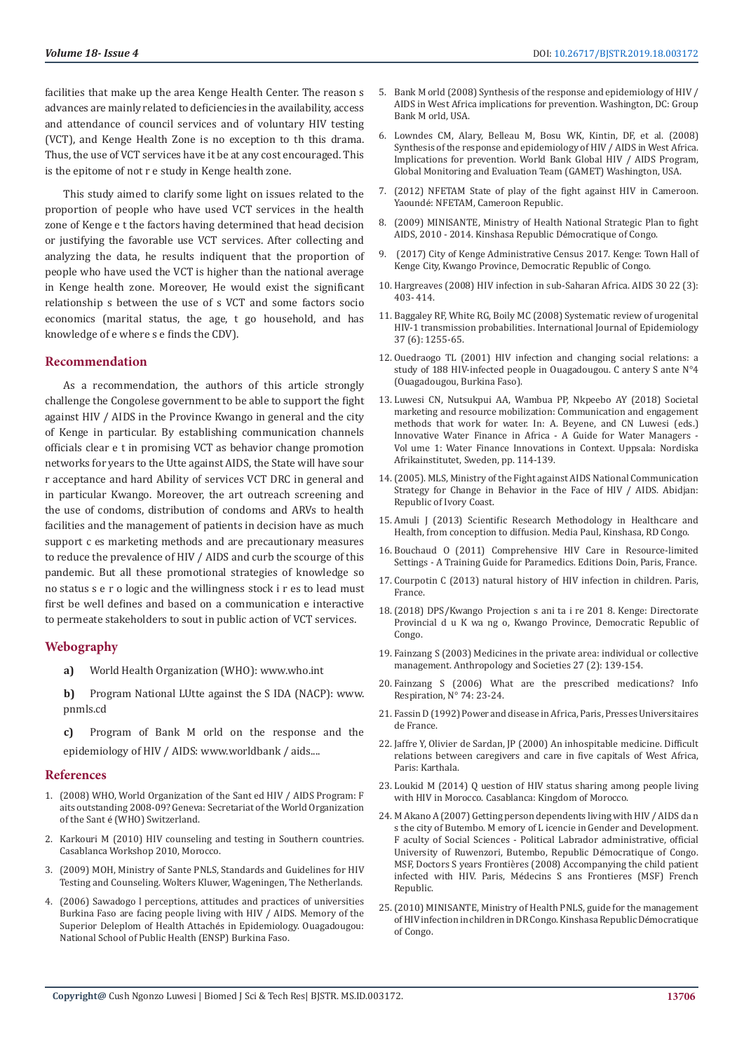facilities that make up the area Kenge Health Center. The reason s advances are mainly related to deficiencies in the availability, access and attendance of council services and of voluntary HIV testing (VCT), and Kenge Health Zone is no exception to th this drama. Thus, the use of VCT services have it be at any cost encouraged. This is the epitome of not r e study in Kenge health zone.

This study aimed to clarify some light on issues related to the proportion of people who have used VCT services in the health zone of Kenge e t the factors having determined that head decision or justifying the favorable use VCT services. After collecting and analyzing the data, he results indiquent that the proportion of people who have used the VCT is higher than the national average in Kenge health zone. Moreover, He would exist the significant relationship s between the use of s VCT and some factors socio economics (marital status, the age, t go household, and has knowledge of e where s e finds the CDV).

## Recommendation

As a recommendation, the authors of this article strongly challenge the Congolese government to be able to support the fight against HIV / AIDS in the Province Kwango in general and the city of Kenge in particular. By establishing communication channels officials clear e t in promising VCT as behavior change promotion networks for years to the Utte against AIDS, the State will have sour r acceptance and hard Ability of services VCT DRC in general and in particular Kwango. Moreover, the art outreach screening and the use of condoms, distribution of condoms and ARVs to health facilities and the management of patients in decision have as much support c es marketing methods and are precautionary measures to reduce the prevalence of HIV / AIDS and curb the scourge of this pandemic. But all these promotional strategies of knowledge so no status s e r o logic and the willingness stock i r es to lead must first be well defines and based on a communication e interactive to permeate stakeholders to sout in public action of VCT services.

## Webography

**a)** World Health Organization (WHO): www.who.int

**b)** Program National LUtte against the S IDA (NACP): www.pnmls.cd

**c)** Program of Bank M orld on the response and the epidemiology of HIV / AIDS: www.worldbank / aids....

## References

1. (2008) WHO, World Organization of the Sant ed HIV / AIDS Program: F aits outstanding 2008-09? Geneva: Secretariat of the World Organization of the Sant é (WHO) Switzerland.
2. Karkouri M (2010) HIV counseling and testing in Southern countries. Casablanca Workshop 2010, Morocco.
3. (2009) MOH, Ministry of Sante PNLS, Standards and Guidelines for HIV Testing and Counseling. Wolters Kluwer, Wageningen, The Netherlands.
4. (2006) Sawadogo l perceptions, attitudes and practices of universities Burkina Faso are facing people living with HIV / AIDS. Memory of the Superior Deleplom of Health Attachés in Epidemiology. Ouagadougou: National School of Public Health (ENSP) Burkina Faso.
5. Bank M orld (2008) Synthesis of the response and epidemiology of HIV / AIDS in West Africa implications for prevention. Washington, DC: Group Bank M orld, USA.
6. Lowndes CM, Alary, Belleau M, Bosu WK, Kintin, DF, et al. (2008) Synthesis of the response and epidemiology of HIV / AIDS in West Africa. Implications for prevention. World Bank Global HIV / AIDS Program, Global Monitoring and Evaluation Team (GAMET) Washington, USA.
7. (2012) NFETAM State of play of the fight against HIV in Cameroon. Yaoundé: NFETAM, Cameroon Republic.
8. (2009) MINISANTE, Ministry of Health National Strategic Plan to fight AIDS, 2010 - 2014. Kinshasa Republic Démocratique of Congo.
9. (2017) City of Kenge Administrative Census 2017. Kenge: Town Hall of Kenge City, Kwango Province, Democratic Republic of Congo.
10. Hargreaves (2008) HIV infection in sub-Saharan Africa. AIDS 30 22 (3): 403- 414.
11. Baggaley RF, White RG, Boily MC (2008) Systematic review of urogenital HIV-1 transmission probabilities. International Journal of Epidemiology 37 (6): 1255-65.
12. Ouedraogo TL (2001) HIV infection and changing social relations: a study of 188 HIV-infected people in Ouagadougou. C antery S ante N°4 (Ouagadougou, Burkina Faso).
13. Luwesi CN, Nutsukpui AA, Wambua PP, Nkpeebo AY (2018) Societal marketing and resource mobilization: Communication and engagement methods that work for water. In: A. Beyene, and CN Luwesi (eds.) Innovative Water Finance in Africa - A Guide for Water Managers - Vol ume 1: Water Finance Innovations in Context. Uppsala: Nordiska Afrikainstitutet, Sweden, pp. 114-139.
14. (2005). MLS, Ministry of the Fight against AIDS National Communication Strategy for Change in Behavior in the Face of HIV / AIDS. Abidjan: Republic of Ivory Coast.
15. Amuli J (2013) Scientific Research Methodology in Healthcare and Health, from conception to diffusion. Media Paul, Kinshasa, RD Congo.
16. Bouchaud O (2011) Comprehensive HIV Care in Resource-limited Settings - A Training Guide for Paramedics. Editions Doin, Paris, France.
17. Courpotin C (2013) natural history of HIV infection in children. Paris, France.
18. (2018) DPS/Kwango Projection s ani ta i re 201 8. Kenge: Directorate Provincial d u K wa ng o, Kwango Province, Democratic Republic of Congo.
19. Fainzang S (2003) Medicines in the private area: individual or collective management. Anthropology and Societies 27 (2): 139-154.
20. Fainzang S (2006) What are the prescribed medications? Info Respiration, N° 74: 23-24.
21. Fassin D (1992) Power and disease in Africa, Paris, Presses Universitaires de France.
22. Jaffre Y, Olivier de Sardan, JP (2000) An inhospitable medicine. Difficult relations between caregivers and care in five capitals of West Africa, Paris: Karthala.
23. Loukid M (2014) Q uestion of HIV status sharing among people living with HIV in Morocco. Casablanca: Kingdom of Morocco.
24. M Akano A (2007) Getting person dependents living with HIV / AIDS da n s the city of Butembo. M emory of L icencie in Gender and Development. F aculty of Social Sciences - Political Labrador administrative, official University of Ruwenzori, Butembo, Republic Démocratique of Congo. MSF, Doctors S years Frontières (2008) Accompanying the child patient infected with HIV. Paris, Médecins S ans Frontieres (MSF) French Republic.
25. (2010) MINISANTE, Ministry of Health PNLS, guide for the management of HIV infection in children in DR Congo. Kinshasa Republic Démocratique of Congo.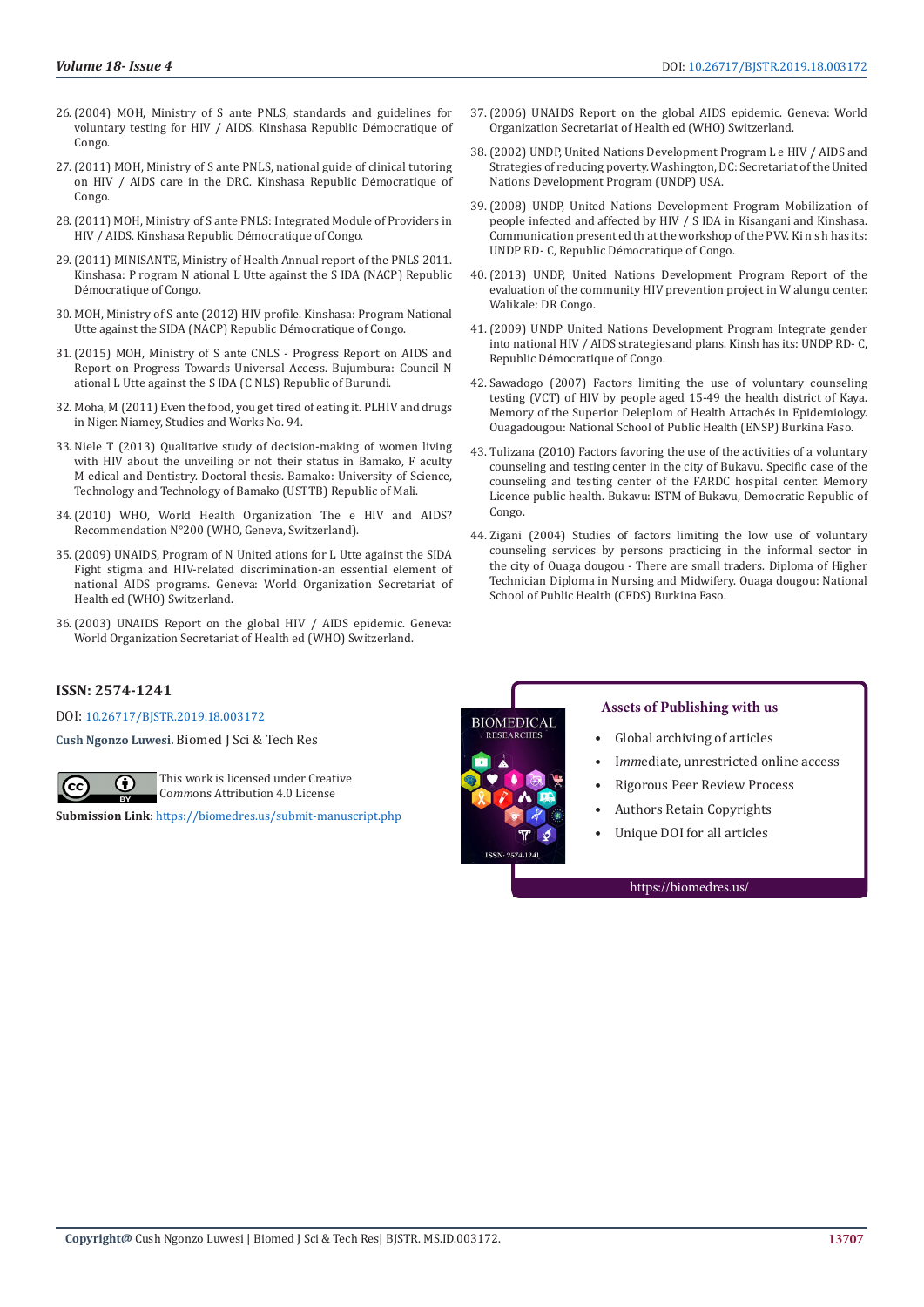26. (2004) MOH, Ministry of S ante PNLS, standards and guidelines for voluntary testing for HIV / AIDS. Kinshasa Republic Démocratique of Congo.

27. (2011) MOH, Ministry of S ante PNLS, national guide of clinical tutoring on HIV / AIDS care in the DRC. Kinshasa Republic Démocratique of Congo.

28. (2011) MOH, Ministry of S ante PNLS: Integrated Module of Providers in HIV / AIDS. Kinshasa Republic Démocratique of Congo.

29. (2011) MINISANTE, Ministry of Health Annual report of the PNLS 2011. Kinshasa: P rogram N ational L Utte against the S IDA (NACP) Republic Démocratique of Congo.

30. MOH, Ministry of S ante (2012) HIV profile. Kinshasa: Program National Utte against the SIDA (NACP) Republic Démocratique of Congo.

31. (2015) MOH, Ministry of S ante CNLS - Progress Report on AIDS and Report on Progress Towards Universal Access. Bujumbura: Council N ational L Utte against the S IDA (C NLS) Republic of Burundi.

32. Moha, M (2011) Even the food, you get tired of eating it. PLHIV and drugs in Niger. Niamey, Studies and Works No. 94.

33. Niele T (2013) Qualitative study of decision-making of women living with HIV about the unveiling or not their status in Bamako, F aculty M edical and Dentistry. Doctoral thesis. Bamako: University of Science, Technology and Technology of Bamako (USTTB) Republic of Mali.

34. (2010) WHO, World Health Organization The e HIV and AIDS? Recommendation N°200 (WHO, Geneva, Switzerland).

35. (2009) UNAIDS, Program of N United ations for L Utte against the SIDA Fight stigma and HIV-related discrimination-an essential element of national AIDS programs. Geneva: World Organization Secretariat of Health ed (WHO) Switzerland.

36. (2003) UNAIDS Report on the global HIV / AIDS epidemic. Geneva: World Organization Secretariat of Health ed (WHO) Switzerland.

37. (2006) UNAIDS Report on the global AIDS epidemic. Geneva: World Organization Secretariat of Health ed (WHO) Switzerland.

38. (2002) UNDP, United Nations Development Program L e HIV / AIDS and Strategies of reducing poverty. Washington, DC: Secretariat of the United Nations Development Program (UNDP) USA.

39. (2008) UNDP, United Nations Development Program Mobilization of people infected and affected by HIV / S IDA in Kisangani and Kinshasa. Communication present ed th at the workshop of the PVV. Ki n s h has its: UNDP RD- C, Republic Démocratique of Congo.

40. (2013) UNDP, United Nations Development Program Report of the evaluation of the community HIV prevention project in W alungu center. Walikale: DR Congo.

41. (2009) UNDP United Nations Development Program Integrate gender into national HIV / AIDS strategies and plans. Kinsh has its: UNDP RD- C, Republic Démocratique of Congo.

42. Sawadogo (2007) Factors limiting the use of voluntary counseling testing (VCT) of HIV by people aged 15-49 the health district of Kaya. Memory of the Superior Deleplom of Health Attachés in Epidemiology. Ouagadougou: National School of Public Health (ENSP) Burkina Faso.

43. Tulizana (2010) Factors favoring the use of the activities of a voluntary counseling and testing center in the city of Bukavu. Specific case of the counseling and testing center of the FARDC hospital center. Memory Licence public health. Bukavu: ISTM of Bukavu, Democratic Republic of Congo.

44. Zigani (2004) Studies of factors limiting the low use of voluntary counseling services by persons practicing in the informal sector in the city of Ouaga dougou - There are small traders. Diploma of Higher Technician Diploma in Nursing and Midwifery. Ouaga dougou: National School of Public Health (CFDS) Burkina Faso.

**ISSN: 2574-1241**

DOI: 10.26717/BJSTR.2019.18.003172

**Cush Ngonzo Luwesi**. Biomed J Sci & Tech Res

This work is licensed under Creative Commons Attribution 4.0 License

**Submission Link**: https://biomedres.us/submit-manuscript.php

**Assets of Publishing with us**

- Global archiving of articles
- Immediate, unrestricted online access
- Rigorous Peer Review Process
- Authors Retain Copyrights
- Unique DOI for all articles

https://biomedres.us/